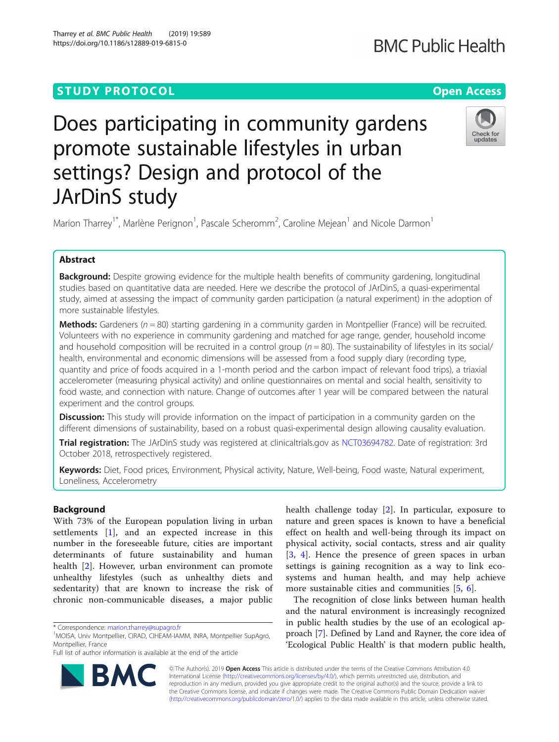STUDY PROTOCOL

Open Access

# Does participating in community gardens promote sustainable lifestyles in urban settings? Design and protocol of the JArDinS study

Marion Tharrey[1*], Marlène Perignon[1], Pascale Scheromm[2], Caroline Mejean[1] and Nicole Darmon[1]

## Abstract

**Background:** Despite growing evidence for the multiple health benefits of community gardening, longitudinal studies based on quantitative data are needed. Here we describe the protocol of JArDinS, a quasi-experimental study, aimed at assessing the impact of community garden participation (a natural experiment) in the adoption of more sustainable lifestyles.

**Methods:** Gardeners ($n = 80$) starting gardening in a community garden in Montpellier (France) will be recruited. Volunteers with no experience in community gardening and matched for age range, gender, household income and household composition will be recruited in a control group ($n = 80$). The sustainability of lifestyles in its social/health, environmental and economic dimensions will be assessed from a food supply diary (recording type, quantity and price of foods acquired in a 1-month period and the carbon impact of relevant food trips), a triaxial accelerometer (measuring physical activity) and online questionnaires on mental and social health, sensitivity to food waste, and connection with nature. Change of outcomes after 1 year will be compared between the natural experiment and the control groups.

**Discussion:** This study will provide information on the impact of participation in a community garden on the different dimensions of sustainability, based on a robust quasi-experimental design allowing causality evaluation.

**Trial registration:** The JArDinS study was registered at clinicaltrials.gov as NCT03694782. Date of registration: 3rd October 2018, retrospectively registered.

**Keywords:** Diet, Food prices, Environment, Physical activity, Nature, Well-being, Food waste, Natural experiment, Loneliness, Accelerometry

## Background

With 73% of the European population living in urban settlements [1], and an expected increase in this number in the foreseeable future, cities are important determinants of future sustainability and human health [2]. However, urban environment can promote unhealthy lifestyles (such as unhealthy diets and sedentarity) that are known to increase the risk of chronic non-communicable diseases, a major public health challenge today [2]. In particular, exposure to nature and green spaces is known to have a beneficial effect on health and well-being through its impact on physical activity, social contacts, stress and air quality [3, 4]. Hence the presence of green spaces in urban settings is gaining recognition as a way to link ecosystems and human health, and may help achieve more sustainable cities and communities [5, 6].

The recognition of close links between human health and the natural environment is increasingly recognized in public health studies by the use of an ecological approach [7]. Defined by Land and Rayner, the core idea of 'Ecological Public Health' is that modern public health,

* Correspondence: marion.tharrey@supagro.fr
[1]MOISA, Univ Montpellier, CIRAD, CIHEAM-IAMM, INRA, Montpellier SupAgro, Montpellier, France
Full list of author information is available at the end of the article

© The Author(s). 2019 **Open Access** This article is distributed under the terms of the Creative Commons Attribution 4.0 International License (http://creativecommons.org/licenses/by/4.0/), which permits unrestricted use, distribution, and reproduction in any medium, provided you give appropriate credit to the original author(s) and the source, provide a link to the Creative Commons license, and indicate if changes were made. The Creative Commons Public Domain Dedication waiver (http://creativecommons.org/publicdomain/zero/1.0/) applies to the data made available in this article, unless otherwise stated.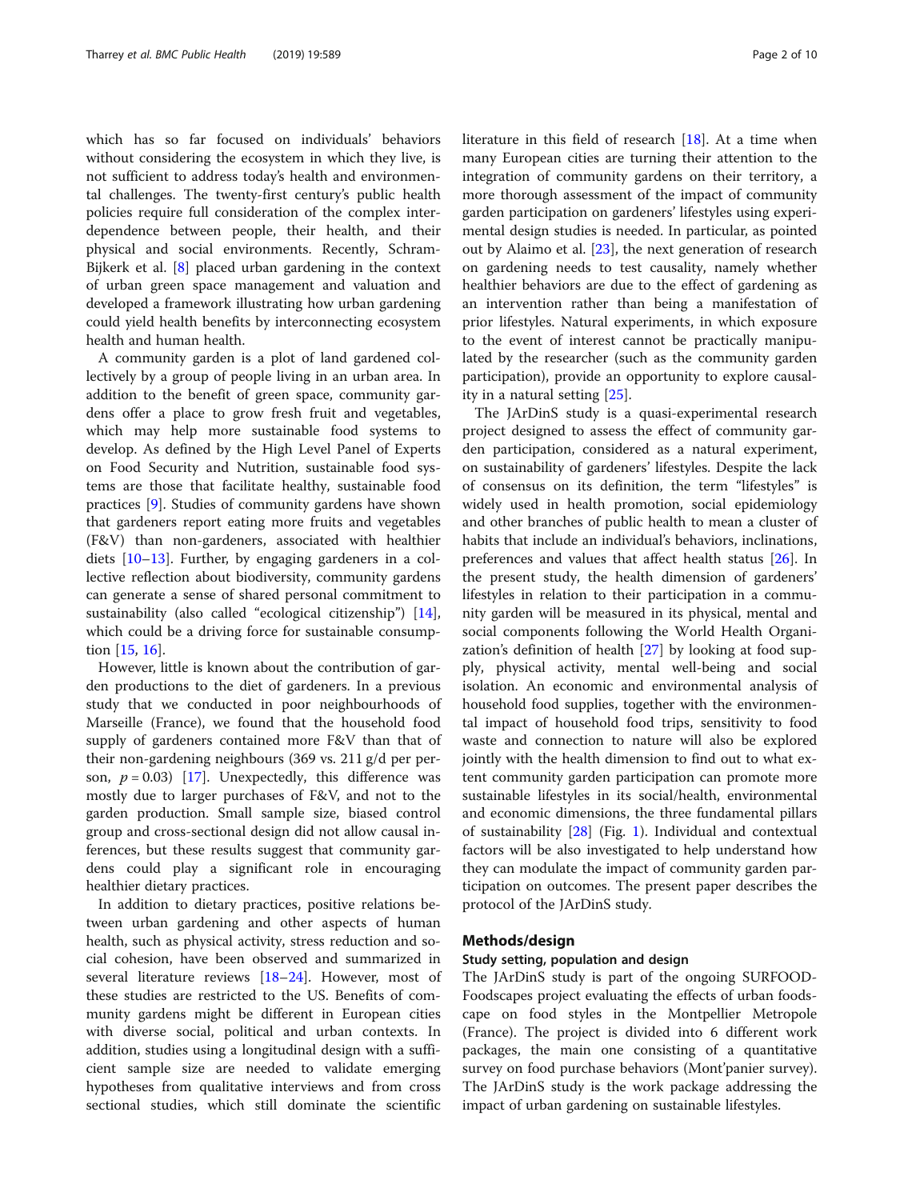which has so far focused on individuals' behaviors without considering the ecosystem in which they live, is not sufficient to address today's health and environmental challenges. The twenty-first century's public health policies require full consideration of the complex interdependence between people, their health, and their physical and social environments. Recently, Schram-Bijkerk et al. [8] placed urban gardening in the context of urban green space management and valuation and developed a framework illustrating how urban gardening could yield health benefits by interconnecting ecosystem health and human health.

A community garden is a plot of land gardened collectively by a group of people living in an urban area. In addition to the benefit of green space, community gardens offer a place to grow fresh fruit and vegetables, which may help more sustainable food systems to develop. As defined by the High Level Panel of Experts on Food Security and Nutrition, sustainable food systems are those that facilitate healthy, sustainable food practices [9]. Studies of community gardens have shown that gardeners report eating more fruits and vegetables (F&V) than non-gardeners, associated with healthier diets [10–13]. Further, by engaging gardeners in a collective reflection about biodiversity, community gardens can generate a sense of shared personal commitment to sustainability (also called "ecological citizenship") [14], which could be a driving force for sustainable consumption [15, 16].

However, little is known about the contribution of garden productions to the diet of gardeners. In a previous study that we conducted in poor neighbourhoods of Marseille (France), we found that the household food supply of gardeners contained more F&V than that of their non-gardening neighbours (369 vs. 211 g/d per person, $p = 0.03$) [17]. Unexpectedly, this difference was mostly due to larger purchases of F&V, and not to the garden production. Small sample size, biased control group and cross-sectional design did not allow causal inferences, but these results suggest that community gardens could play a significant role in encouraging healthier dietary practices.

In addition to dietary practices, positive relations between urban gardening and other aspects of human health, such as physical activity, stress reduction and social cohesion, have been observed and summarized in several literature reviews [18–24]. However, most of these studies are restricted to the US. Benefits of community gardens might be different in European cities with diverse social, political and urban contexts. In addition, studies using a longitudinal design with a sufficient sample size are needed to validate emerging hypotheses from qualitative interviews and from cross sectional studies, which still dominate the scientific literature in this field of research [18]. At a time when many European cities are turning their attention to the integration of community gardens on their territory, a more thorough assessment of the impact of community garden participation on gardeners' lifestyles using experimental design studies is needed. In particular, as pointed out by Alaimo et al. [23], the next generation of research on gardening needs to test causality, namely whether healthier behaviors are due to the effect of gardening as an intervention rather than being a manifestation of prior lifestyles. Natural experiments, in which exposure to the event of interest cannot be practically manipulated by the researcher (such as the community garden participation), provide an opportunity to explore causality in a natural setting [25].

The JArDinS study is a quasi-experimental research project designed to assess the effect of community garden participation, considered as a natural experiment, on sustainability of gardeners' lifestyles. Despite the lack of consensus on its definition, the term "lifestyles" is widely used in health promotion, social epidemiology and other branches of public health to mean a cluster of habits that include an individual's behaviors, inclinations, preferences and values that affect health status [26]. In the present study, the health dimension of gardeners' lifestyles in relation to their participation in a community garden will be measured in its physical, mental and social components following the World Health Organization's definition of health [27] by looking at food supply, physical activity, mental well-being and social isolation. An economic and environmental analysis of household food supplies, together with the environmental impact of household food trips, sensitivity to food waste and connection to nature will also be explored jointly with the health dimension to find out to what extent community garden participation can promote more sustainable lifestyles in its social/health, environmental and economic dimensions, the three fundamental pillars of sustainability [28] (Fig. 1). Individual and contextual factors will be also investigated to help understand how they can modulate the impact of community garden participation on outcomes. The present paper describes the protocol of the JArDinS study.

## Methods/design

### Study setting, population and design

The JArDinS study is part of the ongoing SURFOOD-Foodscapes project evaluating the effects of urban foodscape on food styles in the Montpellier Metropole (France). The project is divided into 6 different work packages, the main one consisting of a quantitative survey on food purchase behaviors (Mont'panier survey). The JArDinS study is the work package addressing the impact of urban gardening on sustainable lifestyles.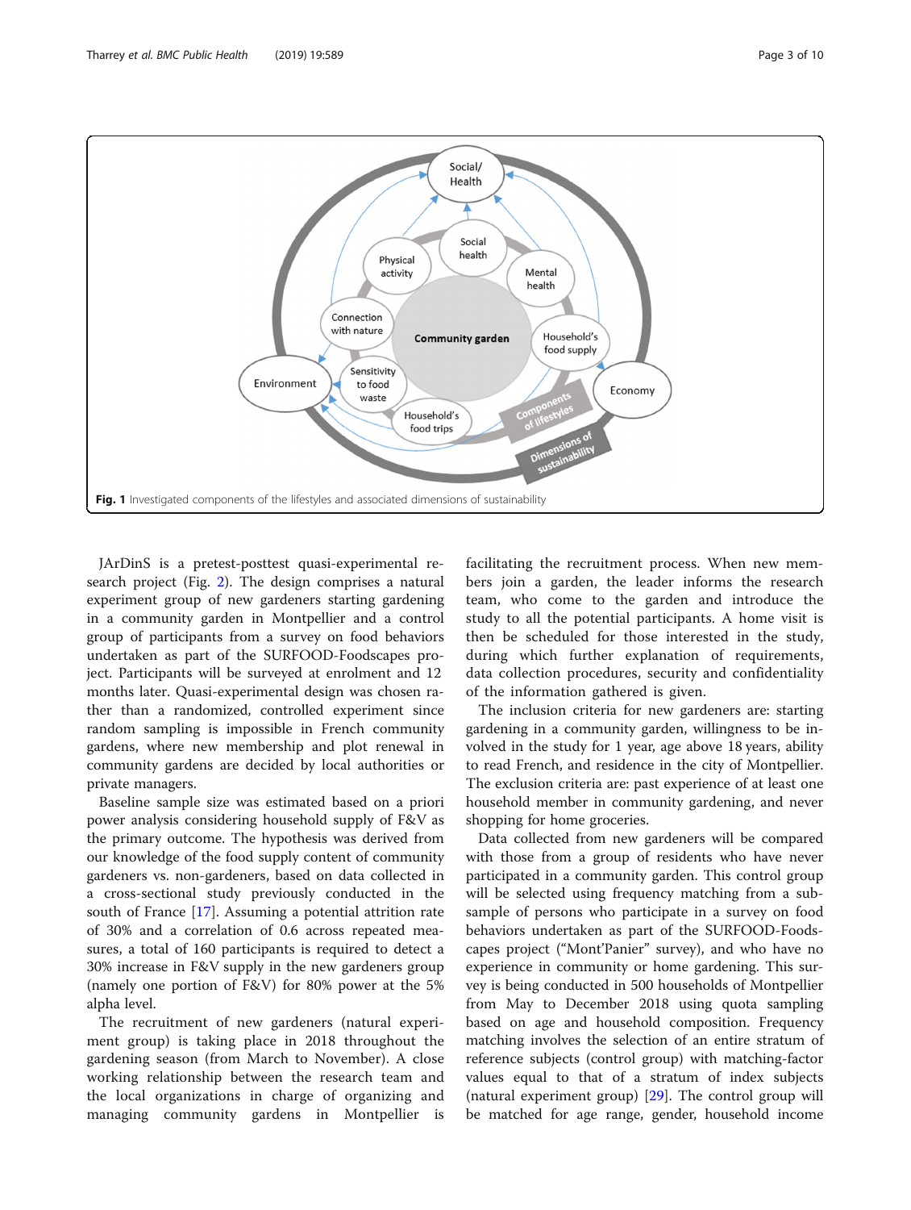**Fig. 1** Investigated components of the lifestyles and associated dimensions of sustainability

JArDinS is a pretest-posttest quasi-experimental research project (Fig. 2). The design comprises a natural experiment group of new gardeners starting gardening in a community garden in Montpellier and a control group of participants from a survey on food behaviors undertaken as part of the SURFOOD-Foodscapes project. Participants will be surveyed at enrolment and 12 months later. Quasi-experimental design was chosen rather than a randomized, controlled experiment since random sampling is impossible in French community gardens, where new membership and plot renewal in community gardens are decided by local authorities or private managers.

Baseline sample size was estimated based on a priori power analysis considering household supply of F&V as the primary outcome. The hypothesis was derived from our knowledge of the food supply content of community gardeners vs. non-gardeners, based on data collected in a cross-sectional study previously conducted in the south of France [17]. Assuming a potential attrition rate of 30% and a correlation of 0.6 across repeated measures, a total of 160 participants is required to detect a 30% increase in F&V supply in the new gardeners group (namely one portion of F&V) for 80% power at the 5% alpha level.

The recruitment of new gardeners (natural experiment group) is taking place in 2018 throughout the gardening season (from March to November). A close working relationship between the research team and the local organizations in charge of organizing and managing community gardens in Montpellier is facilitating the recruitment process. When new members join a garden, the leader informs the research team, who come to the garden and introduce the study to all the potential participants. A home visit is then be scheduled for those interested in the study, during which further explanation of requirements, data collection procedures, security and confidentiality of the information gathered is given.

The inclusion criteria for new gardeners are: starting gardening in a community garden, willingness to be involved in the study for 1 year, age above 18 years, ability to read French, and residence in the city of Montpellier. The exclusion criteria are: past experience of at least one household member in community gardening, and never shopping for home groceries.

Data collected from new gardeners will be compared with those from a group of residents who have never participated in a community garden. This control group will be selected using frequency matching from a subsample of persons who participate in a survey on food behaviors undertaken as part of the SURFOOD-Foodscapes project ("Mont'Panier" survey), and who have no experience in community or home gardening. This survey is being conducted in 500 households of Montpellier from May to December 2018 using quota sampling based on age and household composition. Frequency matching involves the selection of an entire stratum of reference subjects (control group) with matching-factor values equal to that of a stratum of index subjects (natural experiment group) [29]. The control group will be matched for age range, gender, household income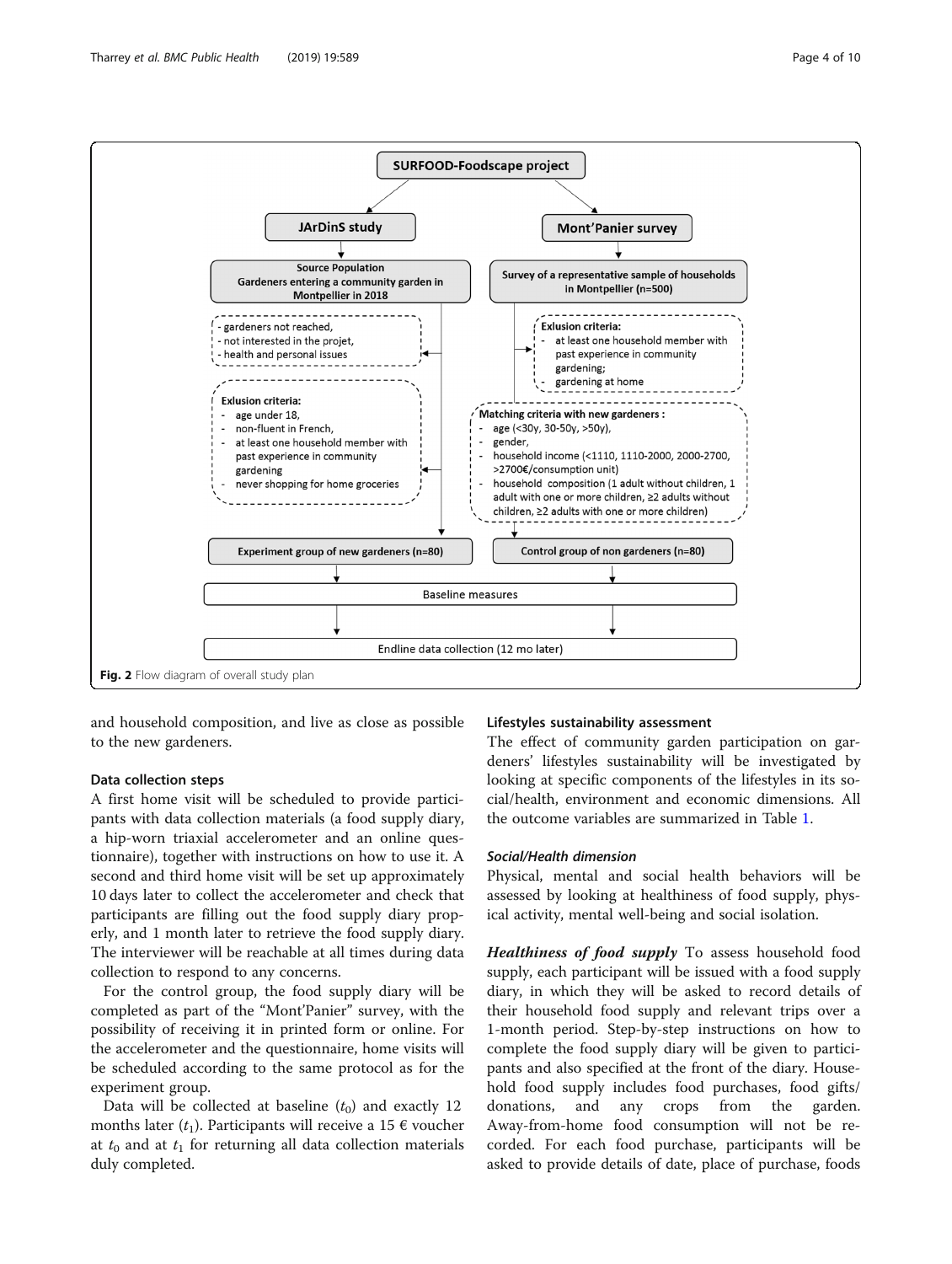SURFOOD-Foodscape project

JArDinS study

Source Population
Gardeners entering a community garden in Montpellier in 2018

- gardeners not reached,
- not interested in the projet,
- health and personal issues

Exlusion criteria:
- age under 18,
- non-fluent in French,
- at least one household member with past experience in community gardening
- never shopping for home groceries

Experiment group of new gardeners (n=80)

Mont'Panier survey

Survey of a representative sample of households in Montpellier (n=500)

Exlusion criteria:
- at least one household member with past experience in community gardening;
- gardening at home

Matching criteria with new gardeners :
- age (<30y, 30-50y, >50y),
- gender,
- household income (<1110, 1110-2000, 2000-2700, >2700€/consumption unit)
- household composition (1 adult without children, 1 adult with one or more children, ≥2 adults without children, ≥2 adults with one or more children)

Control group of non gardeners (n=80)

Baseline measures

Endline data collection (12 mo later)

**Fig. 2** Flow diagram of overall study plan

and household composition, and live as close as possible to the new gardeners.

### Data collection steps

A first home visit will be scheduled to provide participants with data collection materials (a food supply diary, a hip-worn triaxial accelerometer and an online questionnaire), together with instructions on how to use it. A second and third home visit will be set up approximately 10 days later to collect the accelerometer and check that participants are filling out the food supply diary properly, and 1 month later to retrieve the food supply diary. The interviewer will be reachable at all times during data collection to respond to any concerns.

For the control group, the food supply diary will be completed as part of the "Mont'Panier" survey, with the possibility of receiving it in printed form or online. For the accelerometer and the questionnaire, home visits will be scheduled according to the same protocol as for the experiment group.

Data will be collected at baseline ($t_0$) and exactly 12 months later ($t_1$). Participants will receive a 15 € voucher at $t_0$ and at $t_1$ for returning all data collection materials duly completed.

### Lifestyles sustainability assessment

The effect of community garden participation on gardeners' lifestyles sustainability will be investigated by looking at specific components of the lifestyles in its social/health, environment and economic dimensions. All the outcome variables are summarized in Table 1.

#### *Social/Health dimension*

Physical, mental and social health behaviors will be assessed by looking at healthiness of food supply, physical activity, mental well-being and social isolation.

***Healthiness of food supply*** To assess household food supply, each participant will be issued with a food supply diary, in which they will be asked to record details of their household food supply and relevant trips over a 1-month period. Step-by-step instructions on how to complete the food supply diary will be given to participants and also specified at the front of the diary. Household food supply includes food purchases, food gifts/donations, and any crops from the garden. Away-from-home food consumption will not be recorded. For each food purchase, participants will be asked to provide details of date, place of purchase, foods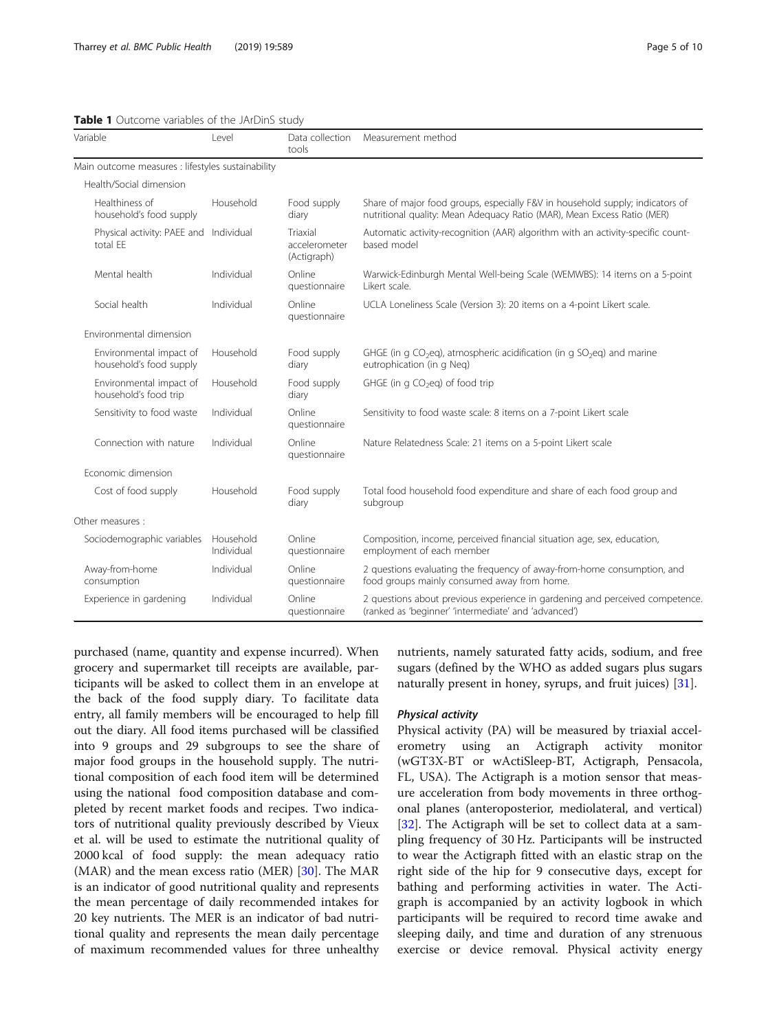**Table 1** Outcome variables of the JArDinS study

| Variable | Level | Data collection tools | Measurement method |
|---|---|---|---|
| Main outcome measures : lifestyles sustainability | | | |
| Health/Social dimension | | | |
| Healthiness of household's food supply | Household | Food supply diary | Share of major food groups, especially F&V in household supply; indicators of nutritional quality: Mean Adequacy Ratio (MAR), Mean Excess Ratio (MER) |
| Physical activity: PAEE and total EE | Individual | Triaxial accelerometer (Actigraph) | Automatic activity-recognition (AAR) algorithm with an activity-specific count-based model |
| Mental health | Individual | Online questionnaire | Warwick-Edinburgh Mental Well-being Scale (WEMWBS): 14 items on a 5-point Likert scale. |
| Social health | Individual | Online questionnaire | UCLA Loneliness Scale (Version 3): 20 items on a 4-point Likert scale. |
| Environmental dimension | | | |
| Environmental impact of household's food supply | Household | Food supply diary | GHGE (in g $CO_2$eq), atmospheric acidification (in g $SO_2$eq) and marine eutrophication (in g Neq) |
| Environmental impact of household's food trip | Household | Food supply diary | GHGE (in g $CO_2$eq) of food trip |
| Sensitivity to food waste | Individual | Online questionnaire | Sensitivity to food waste scale: 8 items on a 7-point Likert scale |
| Connection with nature | Individual | Online questionnaire | Nature Relatedness Scale: 21 items on a 5-point Likert scale |
| Economic dimension | | | |
| Cost of food supply | Household | Food supply diary | Total food household food expenditure and share of each food group and subgroup |
| Other measures : | | | |
| Sociodemographic variables | Household Individual | Online questionnaire | Composition, income, perceived financial situation age, sex, education, employment of each member |
| Away-from-home consumption | Individual | Online questionnaire | 2 questions evaluating the frequency of away-from-home consumption, and food groups mainly consumed away from home. |
| Experience in gardening | Individual | Online questionnaire | 2 questions about previous experience in gardening and perceived competence. (ranked as 'beginner' 'intermediate' and 'advanced') |

purchased (name, quantity and expense incurred). When grocery and supermarket till receipts are available, participants will be asked to collect them in an envelope at the back of the food supply diary. To facilitate data entry, all family members will be encouraged to help fill out the diary. All food items purchased will be classified into 9 groups and 29 subgroups to see the share of major food groups in the household supply. The nutritional composition of each food item will be determined using the national food composition database and completed by recent market foods and recipes. Two indicators of nutritional quality previously described by Vieux et al. will be used to estimate the nutritional quality of 2000 kcal of food supply: the mean adequacy ratio (MAR) and the mean excess ratio (MER) [30]. The MAR is an indicator of good nutritional quality and represents the mean percentage of daily recommended intakes for 20 key nutrients. The MER is an indicator of bad nutritional quality and represents the mean daily percentage of maximum recommended values for three unhealthy nutrients, namely saturated fatty acids, sodium, and free sugars (defined by the WHO as added sugars plus sugars naturally present in honey, syrups, and fruit juices) [31].

#### *Physical activity*

Physical activity (PA) will be measured by triaxial accelerometry using an Actigraph activity monitor (wGT3X-BT or wActiSleep-BT, Actigraph, Pensacola, FL, USA). The Actigraph is a motion sensor that measure acceleration from body movements in three orthogonal planes (anteroposterior, mediolateral, and vertical) [32]. The Actigraph will be set to collect data at a sampling frequency of 30 Hz. Participants will be instructed to wear the Actigraph fitted with an elastic strap on the right side of the hip for 9 consecutive days, except for bathing and performing activities in water. The Actigraph is accompanied by an activity logbook in which participants will be required to record time awake and sleeping daily, and time and duration of any strenuous exercise or device removal. Physical activity energy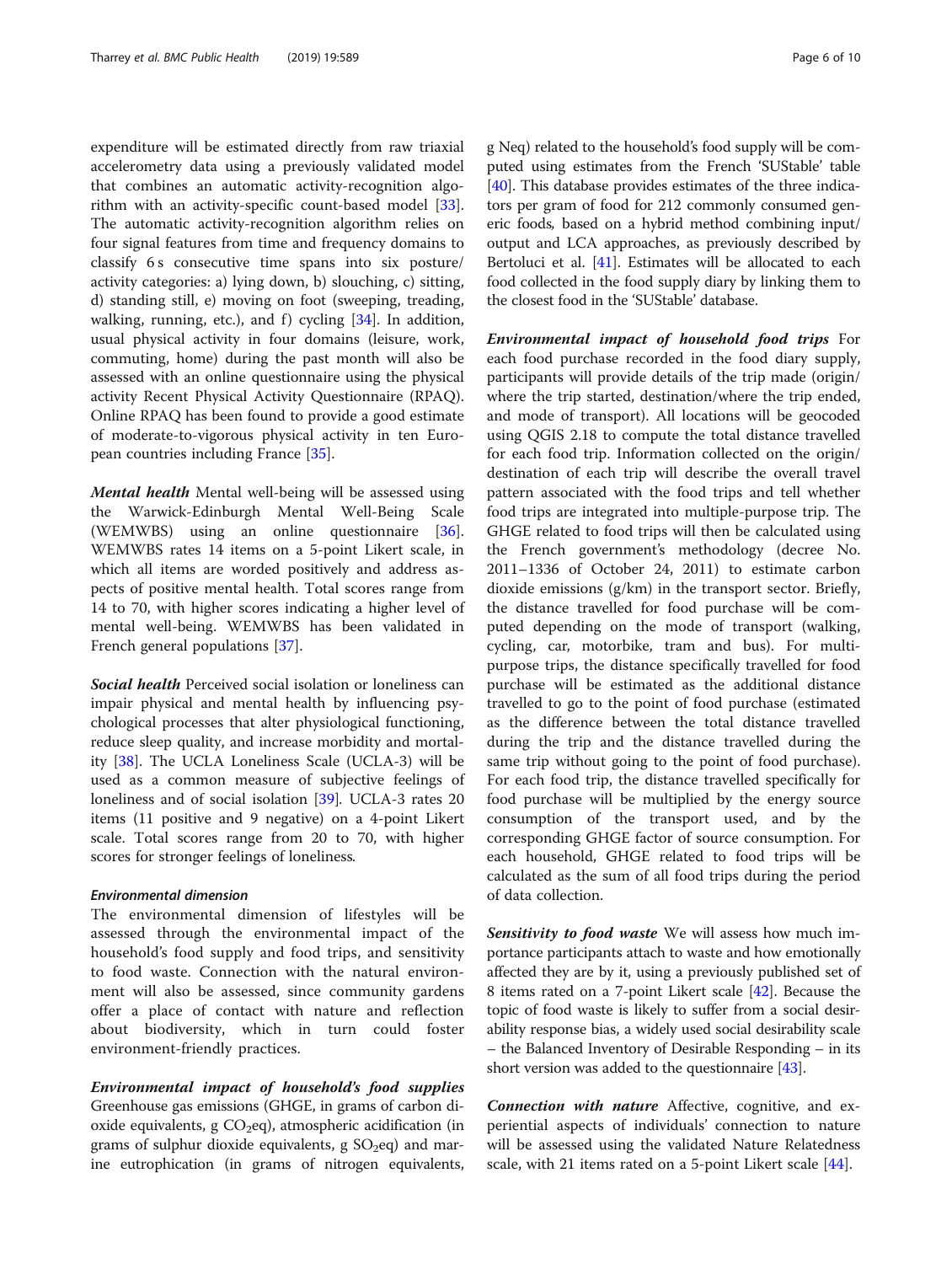expenditure will be estimated directly from raw triaxial accelerometry data using a previously validated model that combines an automatic activity-recognition algorithm with an activity-specific count-based model [33]. The automatic activity-recognition algorithm relies on four signal features from time and frequency domains to classify 6 s consecutive time spans into six posture/activity categories: a) lying down, b) slouching, c) sitting, d) standing still, e) moving on foot (sweeping, treading, walking, running, etc.), and f) cycling [34]. In addition, usual physical activity in four domains (leisure, work, commuting, home) during the past month will also be assessed with an online questionnaire using the physical activity Recent Physical Activity Questionnaire (RPAQ). Online RPAQ has been found to provide a good estimate of moderate-to-vigorous physical activity in ten European countries including France [35].

***Mental health*** Mental well-being will be assessed using the Warwick-Edinburgh Mental Well-Being Scale (WEMWBS) using an online questionnaire [36]. WEMWBS rates 14 items on a 5-point Likert scale, in which all items are worded positively and address aspects of positive mental health. Total scores range from 14 to 70, with higher scores indicating a higher level of mental well-being. WEMWBS has been validated in French general populations [37].

***Social health*** Perceived social isolation or loneliness can impair physical and mental health by influencing psychological processes that alter physiological functioning, reduce sleep quality, and increase morbidity and mortality [38]. The UCLA Loneliness Scale (UCLA-3) will be used as a common measure of subjective feelings of loneliness and of social isolation [39]. UCLA-3 rates 20 items (11 positive and 9 negative) on a 4-point Likert scale. Total scores range from 20 to 70, with higher scores for stronger feelings of loneliness.

#### Environmental dimension

The environmental dimension of lifestyles will be assessed through the environmental impact of the household's food supply and food trips, and sensitivity to food waste. Connection with the natural environment will also be assessed, since community gardens offer a place of contact with nature and reflection about biodiversity, which in turn could foster environment-friendly practices.

***Environmental impact of household's food supplies*** Greenhouse gas emissions (GHGE, in grams of carbon dioxide equivalents, g $CO_2$eq), atmospheric acidification (in grams of sulphur dioxide equivalents, g $SO_2$eq) and marine eutrophication (in grams of nitrogen equivalents, g Neq) related to the household's food supply will be computed using estimates from the French 'SUStable' table [40]. This database provides estimates of the three indicators per gram of food for 212 commonly consumed generic foods, based on a hybrid method combining input/output and LCA approaches, as previously described by Bertoluci et al. [41]. Estimates will be allocated to each food collected in the food supply diary by linking them to the closest food in the 'SUStable' database.

***Environmental impact of household food trips*** For each food purchase recorded in the food diary supply, participants will provide details of the trip made (origin/where the trip started, destination/where the trip ended, and mode of transport). All locations will be geocoded using QGIS 2.18 to compute the total distance travelled for each food trip. Information collected on the origin/destination of each trip will describe the overall travel pattern associated with the food trips and tell whether food trips are integrated into multiple-purpose trip. The GHGE related to food trips will then be calculated using the French government's methodology (decree No. 2011–1336 of October 24, 2011) to estimate carbon dioxide emissions (g/km) in the transport sector. Briefly, the distance travelled for food purchase will be computed depending on the mode of transport (walking, cycling, car, motorbike, tram and bus). For multi-purpose trips, the distance specifically travelled for food purchase will be estimated as the additional distance travelled to go to the point of food purchase (estimated as the difference between the total distance travelled during the trip and the distance travelled during the same trip without going to the point of food purchase). For each food trip, the distance travelled specifically for food purchase will be multiplied by the energy source consumption of the transport used, and by the corresponding GHGE factor of source consumption. For each household, GHGE related to food trips will be calculated as the sum of all food trips during the period of data collection.

***Sensitivity to food waste*** We will assess how much importance participants attach to waste and how emotionally affected they are by it, using a previously published set of 8 items rated on a 7-point Likert scale [42]. Because the topic of food waste is likely to suffer from a social desirability response bias, a widely used social desirability scale – the Balanced Inventory of Desirable Responding – in its short version was added to the questionnaire [43].

***Connection with nature*** Affective, cognitive, and experiential aspects of individuals' connection to nature will be assessed using the validated Nature Relatedness scale, with 21 items rated on a 5-point Likert scale [44].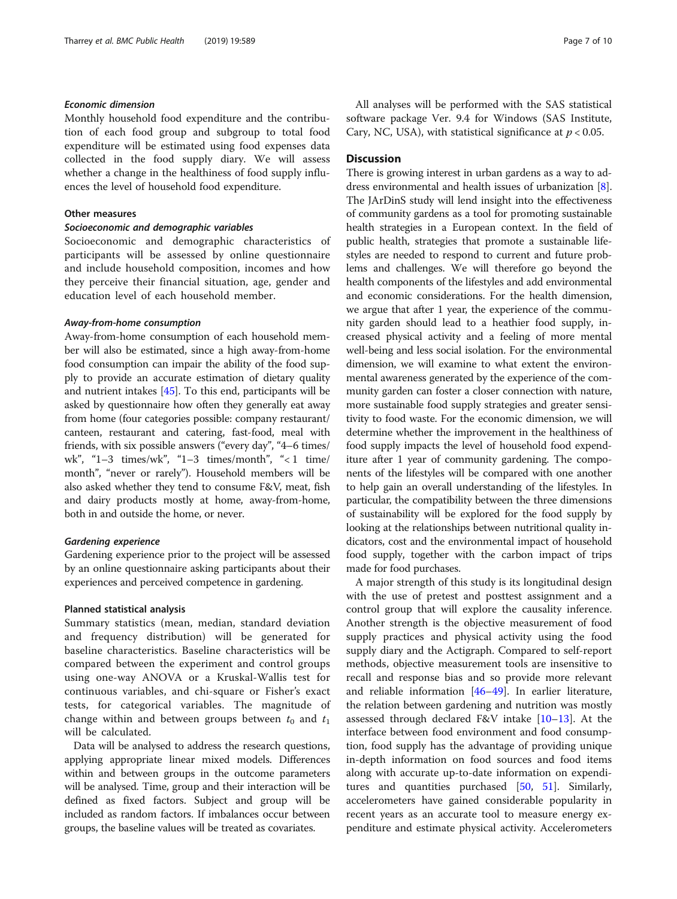#### *Economic dimension*

Monthly household food expenditure and the contribution of each food group and subgroup to total food expenditure will be estimated using food expenses data collected in the food supply diary. We will assess whether a change in the healthiness of food supply influences the level of household food expenditure.

### Other measures

#### *Socioeconomic and demographic variables*

Socioeconomic and demographic characteristics of participants will be assessed by online questionnaire and include household composition, incomes and how they perceive their financial situation, age, gender and education level of each household member.

#### *Away-from-home consumption*

Away-from-home consumption of each household member will also be estimated, since a high away-from-home food consumption can impair the ability of the food supply to provide an accurate estimation of dietary quality and nutrient intakes [45]. To this end, participants will be asked by questionnaire how often they generally eat away from home (four categories possible: company restaurant/canteen, restaurant and catering, fast-food, meal with friends, with six possible answers ("every day", "4–6 times/wk", "1–3 times/wk", "1–3 times/month", "< 1 time/month", "never or rarely"). Household members will be also asked whether they tend to consume F&V, meat, fish and dairy products mostly at home, away-from-home, both in and outside the home, or never.

#### *Gardening experience*

Gardening experience prior to the project will be assessed by an online questionnaire asking participants about their experiences and perceived competence in gardening.

### Planned statistical analysis

Summary statistics (mean, median, standard deviation and frequency distribution) will be generated for baseline characteristics. Baseline characteristics will be compared between the experiment and control groups using one-way ANOVA or a Kruskal-Wallis test for continuous variables, and chi-square or Fisher's exact tests, for categorical variables. The magnitude of change within and between groups between $t_0$ and $t_1$ will be calculated.

Data will be analysed to address the research questions, applying appropriate linear mixed models. Differences within and between groups in the outcome parameters will be analysed. Time, group and their interaction will be defined as fixed factors. Subject and group will be included as random factors. If imbalances occur between groups, the baseline values will be treated as covariates.

All analyses will be performed with the SAS statistical software package Ver. 9.4 for Windows (SAS Institute, Cary, NC, USA), with statistical significance at $p < 0.05$.

## Discussion

There is growing interest in urban gardens as a way to address environmental and health issues of urbanization [8]. The JArDinS study will lend insight into the effectiveness of community gardens as a tool for promoting sustainable health strategies in a European context. In the field of public health, strategies that promote a sustainable lifestyles are needed to respond to current and future problems and challenges. We will therefore go beyond the health components of the lifestyles and add environmental and economic considerations. For the health dimension, we argue that after 1 year, the experience of the community garden should lead to a heathier food supply, increased physical activity and a feeling of more mental well-being and less social isolation. For the environmental dimension, we will examine to what extent the environmental awareness generated by the experience of the community garden can foster a closer connection with nature, more sustainable food supply strategies and greater sensitivity to food waste. For the economic dimension, we will determine whether the improvement in the healthiness of food supply impacts the level of household food expenditure after 1 year of community gardening. The components of the lifestyles will be compared with one another to help gain an overall understanding of the lifestyles. In particular, the compatibility between the three dimensions of sustainability will be explored for the food supply by looking at the relationships between nutritional quality indicators, cost and the environmental impact of household food supply, together with the carbon impact of trips made for food purchases.

A major strength of this study is its longitudinal design with the use of pretest and posttest assignment and a control group that will explore the causality inference. Another strength is the objective measurement of food supply practices and physical activity using the food supply diary and the Actigraph. Compared to self-report methods, objective measurement tools are insensitive to recall and response bias and so provide more relevant and reliable information [46–49]. In earlier literature, the relation between gardening and nutrition was mostly assessed through declared F&V intake [10–13]. At the interface between food environment and food consumption, food supply has the advantage of providing unique in-depth information on food sources and food items along with accurate up-to-date information on expenditures and quantities purchased [50, 51]. Similarly, accelerometers have gained considerable popularity in recent years as an accurate tool to measure energy expenditure and estimate physical activity. Accelerometers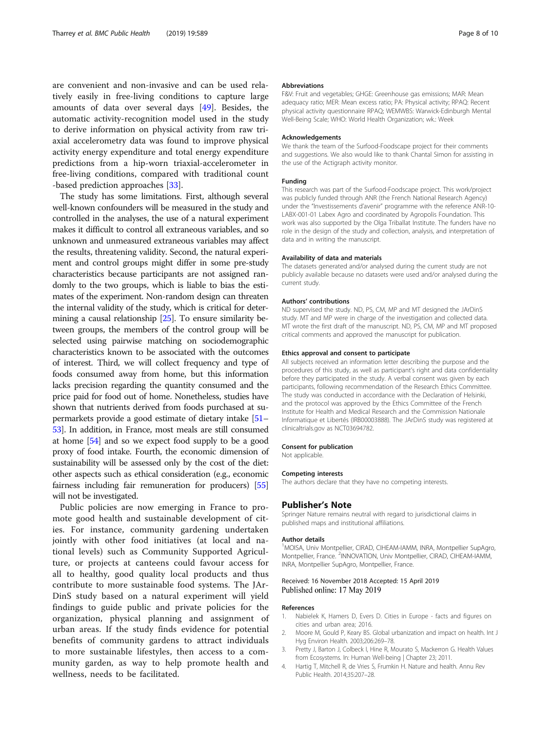are convenient and non-invasive and can be used relatively easily in free-living conditions to capture large amounts of data over several days [49]. Besides, the automatic activity-recognition model used in the study to derive information on physical activity from raw triaxial accelerometry data was found to improve physical activity energy expenditure and total energy expenditure predictions from a hip-worn triaxial-accelerometer in free-living conditions, compared with traditional count -based prediction approaches [33].

The study has some limitations. First, although several well-known confounders will be measured in the study and controlled in the analyses, the use of a natural experiment makes it difficult to control all extraneous variables, and so unknown and unmeasured extraneous variables may affect the results, threatening validity. Second, the natural experiment and control groups might differ in some pre-study characteristics because participants are not assigned randomly to the two groups, which is liable to bias the estimates of the experiment. Non-random design can threaten the internal validity of the study, which is critical for determining a causal relationship [25]. To ensure similarity between groups, the members of the control group will be selected using pairwise matching on sociodemographic characteristics known to be associated with the outcomes of interest. Third, we will collect frequency and type of foods consumed away from home, but this information lacks precision regarding the quantity consumed and the price paid for food out of home. Nonetheless, studies have shown that nutrients derived from foods purchased at supermarkets provide a good estimate of dietary intake [51–53]. In addition, in France, most meals are still consumed at home [54] and so we expect food supply to be a good proxy of food intake. Fourth, the economic dimension of sustainability will be assessed only by the cost of the diet: other aspects such as ethical consideration (e.g., economic fairness including fair remuneration for producers) [55] will not be investigated.

Public policies are now emerging in France to promote good health and sustainable development of cities. For instance, community gardening undertaken jointly with other food initiatives (at local and national levels) such as Community Supported Agriculture, or projects at canteens could favour access for all to healthy, good quality local products and thus contribute to more sustainable food systems. The JArDinS study based on a natural experiment will yield findings to guide public and private policies for the organization, physical planning and assignment of urban areas. If the study finds evidence for potential benefits of community gardens to attract individuals to more sustainable lifestyles, then access to a community garden, as way to help promote health and wellness, needs to be facilitated.

#### Abbreviations

F&V: Fruit and vegetables; GHGE: Greenhouse gas emissions; MAR: Mean adequacy ratio; MER: Mean excess ratio; PA: Physical activity; RPAQ: Recent physical activity questionnaire RPAQ; WEMWBS: Warwick-Edinburgh Mental Well-Being Scale; WHO: World Health Organization; wk.: Week

#### Acknowledgements

We thank the team of the Surfood-Foodscape project for their comments and suggestions. We also would like to thank Chantal Simon for assisting in the use of the Actigraph activity monitor.

#### Funding

This research was part of the Surfood-Foodscape project. This work/project was publicly funded through ANR (the French National Research Agency) under the "Investissements d'avenir" programme with the reference ANR-10-LABX-001-01 Labex Agro and coordinated by Agropolis Foundation. This work was also supported by the Olga Triballat Institute. The funders have no role in the design of the study and collection, analysis, and interpretation of data and in writing the manuscript.

#### Availability of data and materials

The datasets generated and/or analysed during the current study are not publicly available because no datasets were used and/or analysed during the current study.

#### Authors' contributions

ND supervised the study. ND, PS, CM, MP and MT designed the JArDinS study. MT and MP were in charge of the investigation and collected data. MT wrote the first draft of the manuscript. ND, PS, CM, MP and MT proposed critical comments and approved the manuscript for publication.

#### Ethics approval and consent to participate

All subjects received an information letter describing the purpose and the procedures of this study, as well as participant's right and data confidentiality before they participated in the study. A verbal consent was given by each participants, following recommendation of the Research Ethics Committee. The study was conducted in accordance with the Declaration of Helsinki, and the protocol was approved by the Ethics Committee of the French Institute for Health and Medical Research and the Commission Nationale Informatique et Libertés (IRB00003888). The JArDinS study was registered at clinicaltrials.gov as NCT03694782.

#### Consent for publication

Not applicable.

#### Competing interests

The authors declare that they have no competing interests.

### Publisher's Note

Springer Nature remains neutral with regard to jurisdictional claims in published maps and institutional affiliations.

#### Author details

[1]MOISA, Univ Montpellier, CIRAD, CIHEAM-IAMM, INRA, Montpellier SupAgro, Montpellier, France. [2]INNOVATION, Univ Montpellier, CIRAD, CIHEAM-IAMM, INRA, Montpellier SupAgro, Montpellier, France.

Received: 16 November 2018 Accepted: 15 April 2019
Published online: 17 May 2019

#### References

1. Nabielek K, Hamers D, Evers D. Cities in Europe - facts and figures on cities and urban area; 2016.
2. Moore M, Gould P, Keary BS. Global urbanization and impact on health. Int J Hyg Environ Health. 2003;206:269–78.
3. Pretty J, Barton J, Colbeck I, Hine R, Mourato S, Mackerron G. Health Values from Ecosystems. In: Human Well-being | Chapter 23; 2011.
4. Hartig T, Mitchell R, de Vries S, Frumkin H. Nature and health. Annu Rev Public Health. 2014;35:207–28.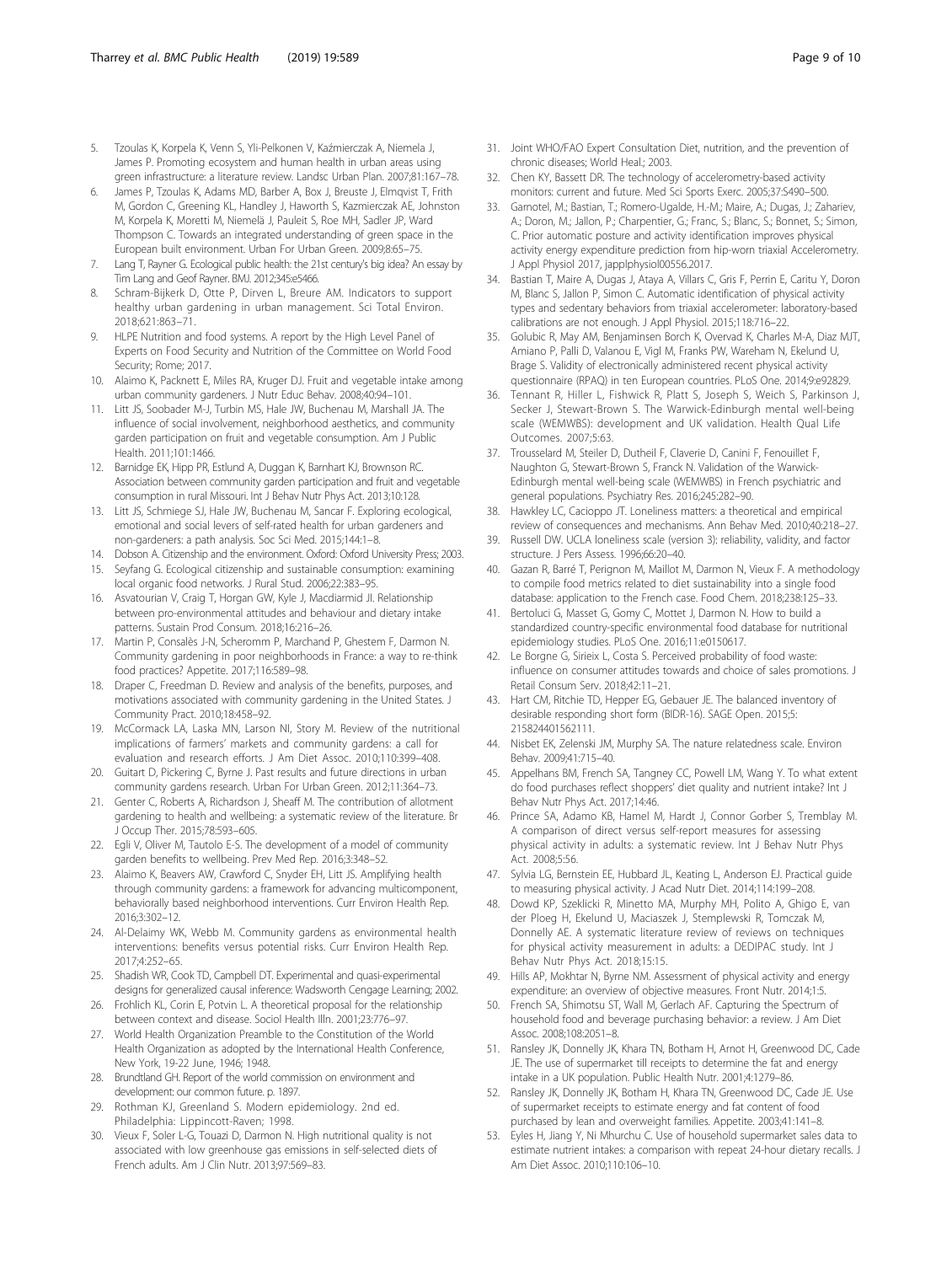5. Tzoulas K, Korpela K, Venn S, Yli-Pelkonen V, Kaźmierczak A, Niemela J, James P. Promoting ecosystem and human health in urban areas using green infrastructure: a literature review. Landsc Urban Plan. 2007;81:167–78.
6. James P, Tzoulas K, Adams MD, Barber A, Box J, Breuste J, Elmqvist T, Frith M, Gordon C, Greening KL, Handley J, Haworth S, Kazmierczak AE, Johnston M, Korpela K, Moretti M, Niemelä J, Pauleit S, Roe MH, Sadler JP, Ward Thompson C. Towards an integrated understanding of green space in the European built environment. Urban For Urban Green. 2009;8:65–75.
7. Lang T, Rayner G. Ecological public health: the 21st century's big idea? An essay by Tim Lang and Geof Rayner. BMJ. 2012;345:e5466.
8. Schram-Bijkerk D, Otte P, Dirven L, Breure AM. Indicators to support healthy urban gardening in urban management. Sci Total Environ. 2018;621:863–71.
9. HLPE Nutrition and food systems. A report by the High Level Panel of Experts on Food Security and Nutrition of the Committee on World Food Security; Rome; 2017.
10. Alaimo K, Packnett E, Miles RA, Kruger DJ. Fruit and vegetable intake among urban community gardeners. J Nutr Educ Behav. 2008;40:94–101.
11. Litt JS, Soobader M-J, Turbin MS, Hale JW, Buchenau M, Marshall JA. The influence of social involvement, neighborhood aesthetics, and community garden participation on fruit and vegetable consumption. Am J Public Health. 2011;101:1466.
12. Barnidge EK, Hipp PR, Estlund A, Duggan K, Barnhart KJ, Brownson RC. Association between community garden participation and fruit and vegetable consumption in rural Missouri. Int J Behav Nutr Phys Act. 2013;10:128.
13. Litt JS, Schmiege SJ, Hale JW, Buchenau M, Sancar F. Exploring ecological, emotional and social levers of self-rated health for urban gardeners and non-gardeners: a path analysis. Soc Sci Med. 2015;144:1–8.
14. Dobson A. Citizenship and the environment. Oxford: Oxford University Press; 2003.
15. Seyfang G. Ecological citizenship and sustainable consumption: examining local organic food networks. J Rural Stud. 2006;22:383–95.
16. Asvatourian V, Craig T, Horgan GW, Kyle J, Macdiarmid JI. Relationship between pro-environmental attitudes and behaviour and dietary intake patterns. Sustain Prod Consum. 2018;16:216–26.
17. Martin P, Consalès J-N, Scheromm P, Marchand P, Ghestem F, Darmon N. Community gardening in poor neighborhoods in France: a way to re-think food practices? Appetite. 2017;116:589–98.
18. Draper C, Freedman D. Review and analysis of the benefits, purposes, and motivations associated with community gardening in the United States. J Community Pract. 2010;18:458–92.
19. McCormack LA, Laska MN, Larson NI, Story M. Review of the nutritional implications of farmers' markets and community gardens: a call for evaluation and research efforts. J Am Diet Assoc. 2010;110:399–408.
20. Guitart D, Pickering C, Byrne J. Past results and future directions in urban community gardens research. Urban For Urban Green. 2012;11:364–73.
21. Genter C, Roberts A, Richardson J, Sheaff M. The contribution of allotment gardening to health and wellbeing: a systematic review of the literature. Br J Occup Ther. 2015;78:593–605.
22. Egli V, Oliver M, Tautolo E-S. The development of a model of community garden benefits to wellbeing. Prev Med Rep. 2016;3:348–52.
23. Alaimo K, Beavers AW, Crawford C, Snyder EH, Litt JS. Amplifying health through community gardens: a framework for advancing multicomponent, behaviorally based neighborhood interventions. Curr Environ Health Rep. 2016;3:302–12.
24. Al-Delaimy WK, Webb M. Community gardens as environmental health interventions: benefits versus potential risks. Curr Environ Health Rep. 2017;4:252–65.
25. Shadish WR, Cook TD, Campbell DT. Experimental and quasi-experimental designs for generalized causal inference: Wadsworth Cengage Learning; 2002.
26. Frohlich KL, Corin E, Potvin L. A theoretical proposal for the relationship between context and disease. Sociol Health Illn. 2001;23:776–97.
27. World Health Organization Preamble to the Constitution of the World Health Organization as adopted by the International Health Conference, New York, 19-22 June, 1946; 1948.
28. Brundtland GH. Report of the world commission on environment and development: our common future. p. 1897.
29. Rothman KJ, Greenland S. Modern epidemiology. 2nd ed. Philadelphia: Lippincott-Raven; 1998.
30. Vieux F, Soler L-G, Touazi D, Darmon N. High nutritional quality is not associated with low greenhouse gas emissions in self-selected diets of French adults. Am J Clin Nutr. 2013;97:569–83.
31. Joint WHO/FAO Expert Consultation Diet, nutrition, and the prevention of chronic diseases; World Heal.; 2003.
32. Chen KY, Bassett DR. The technology of accelerometry-based activity monitors: current and future. Med Sci Sports Exerc. 2005;37:S490–500.
33. Garnotel, M.; Bastian, T.; Romero-Ugalde, H.-M.; Maire, A.; Dugas, J.; Zahariev, A.; Doron, M.; Jallon, P.; Charpentier, G.; Franc, S.; Blanc, S.; Bonnet, S.; Simon, C. Prior automatic posture and activity identification improves physical activity energy expenditure prediction from hip-worn triaxial Accelerometry. J Appl Physiol 2017, japplphysiol00556.2017.
34. Bastian T, Maire A, Dugas J, Ataya A, Villars C, Gris F, Perrin E, Caritu Y, Doron M, Blanc S, Jallon P, Simon C. Automatic identification of physical activity types and sedentary behaviors from triaxial accelerometer: laboratory-based calibrations are not enough. J Appl Physiol. 2015;118:716–22.
35. Golubic R, May AM, Benjaminsen Borch K, Overvad K, Charles M-A, Diaz MJT, Amiano P, Palli D, Valanou E, Vigl M, Franks PW, Wareham N, Ekelund U, Brage S. Validity of electronically administered recent physical activity questionnaire (RPAQ) in ten European countries. PLoS One. 2014;9:e92829.
36. Tennant R, Hiller L, Fishwick R, Platt S, Joseph S, Weich S, Parkinson J, Secker J, Stewart-Brown S. The Warwick-Edinburgh mental well-being scale (WEMWBS): development and UK validation. Health Qual Life Outcomes. 2007;5:63.
37. Trousselard M, Steiler D, Dutheil F, Claverie D, Canini F, Fenouillet F, Naughton G, Stewart-Brown S, Franck N. Validation of the Warwick-Edinburgh mental well-being scale (WEMWBS) in French psychiatric and general populations. Psychiatry Res. 2016;245:282–90.
38. Hawkley LC, Cacioppo JT. Loneliness matters: a theoretical and empirical review of consequences and mechanisms. Ann Behav Med. 2010;40:218–27.
39. Russell DW. UCLA loneliness scale (version 3): reliability, validity, and factor structure. J Pers Assess. 1996;66:20–40.
40. Gazan R, Barré T, Perignon M, Maillot M, Darmon N, Vieux F. A methodology to compile food metrics related to diet sustainability into a single food database: application to the French case. Food Chem. 2018;238:125–33.
41. Bertoluci G, Masset G, Gomy C, Mottet J, Darmon N. How to build a standardized country-specific environmental food database for nutritional epidemiology studies. PLoS One. 2016;11:e0150617.
42. Le Borgne G, Sirieix L, Costa S. Perceived probability of food waste: influence on consumer attitudes towards and choice of sales promotions. J Retail Consum Serv. 2018;42:11–21.
43. Hart CM, Ritchie TD, Hepper EG, Gebauer JE. The balanced inventory of desirable responding short form (BIDR-16). SAGE Open. 2015;5: 215824401562111.
44. Nisbet EK, Zelenski JM, Murphy SA. The nature relatedness scale. Environ Behav. 2009;41:715–40.
45. Appelhans BM, French SA, Tangney CC, Powell LM, Wang Y. To what extent do food purchases reflect shoppers' diet quality and nutrient intake? Int J Behav Nutr Phys Act. 2017;14:46.
46. Prince SA, Adamo KB, Hamel M, Hardt J, Connor Gorber S, Tremblay M. A comparison of direct versus self-report measures for assessing physical activity in adults: a systematic review. Int J Behav Nutr Phys Act. 2008;5:56.
47. Sylvia LG, Bernstein EE, Hubbard JL, Keating L, Anderson EJ. Practical guide to measuring physical activity. J Acad Nutr Diet. 2014;114:199–208.
48. Dowd KP, Szeklicki R, Minetto MA, Murphy MH, Polito A, Ghigo E, van der Ploeg H, Ekelund U, Maciaszek J, Stemplewski R, Tomczak M, Donnelly AE. A systematic literature review of reviews on techniques for physical activity measurement in adults: a DEDIPAC study. Int J Behav Nutr Phys Act. 2018;15:15.
49. Hills AP, Mokhtar N, Byrne NM. Assessment of physical activity and energy expenditure: an overview of objective measures. Front Nutr. 2014;1:5.
50. French SA, Shimotsu ST, Wall M, Gerlach AF. Capturing the Spectrum of household food and beverage purchasing behavior: a review. J Am Diet Assoc. 2008;108:2051–8.
51. Ransley JK, Donnelly JK, Khara TN, Botham H, Arnot H, Greenwood DC, Cade JE. The use of supermarket till receipts to determine the fat and energy intake in a UK population. Public Health Nutr. 2001;4:1279–86.
52. Ransley JK, Donnelly JK, Botham H, Khara TN, Greenwood DC, Cade JE. Use of supermarket receipts to estimate energy and fat content of food purchased by lean and overweight families. Appetite. 2003;41:141–8.
53. Eyles H, Jiang Y, Ni Mhurchu C. Use of household supermarket sales data to estimate nutrient intakes: a comparison with repeat 24-hour dietary recalls. J Am Diet Assoc. 2010;110:106–10.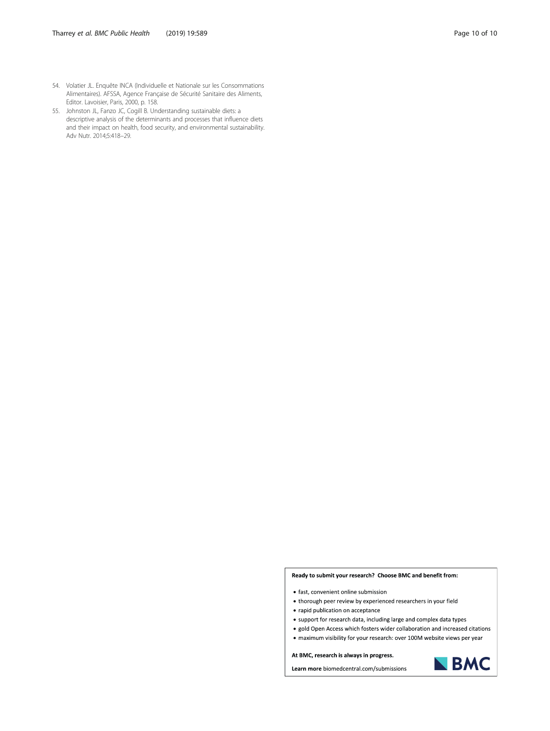54. Volatier JL. Enquête INCA (Individuelle et Nationale sur les Consommations Alimentaires). AFSSA, Agence Française de Sécurité Sanitaire des Aliments, Editor. Lavoisier, Paris, 2000, p. 158.
55. Johnston JL, Fanzo JC, Cogill B. Understanding sustainable diets: a descriptive analysis of the determinants and processes that influence diets and their impact on health, food security, and environmental sustainability. Adv Nutr. 2014;5:418–29.

**Ready to submit your research? Choose BMC and benefit from:**

- fast, convenient online submission
- thorough peer review by experienced researchers in your field
- rapid publication on acceptance
- support for research data, including large and complex data types
- gold Open Access which fosters wider collaboration and increased citations
- maximum visibility for your research: over 100M website views per year

**At BMC, research is always in progress.**

**Learn more** biomedcentral.com/submissions

BMC